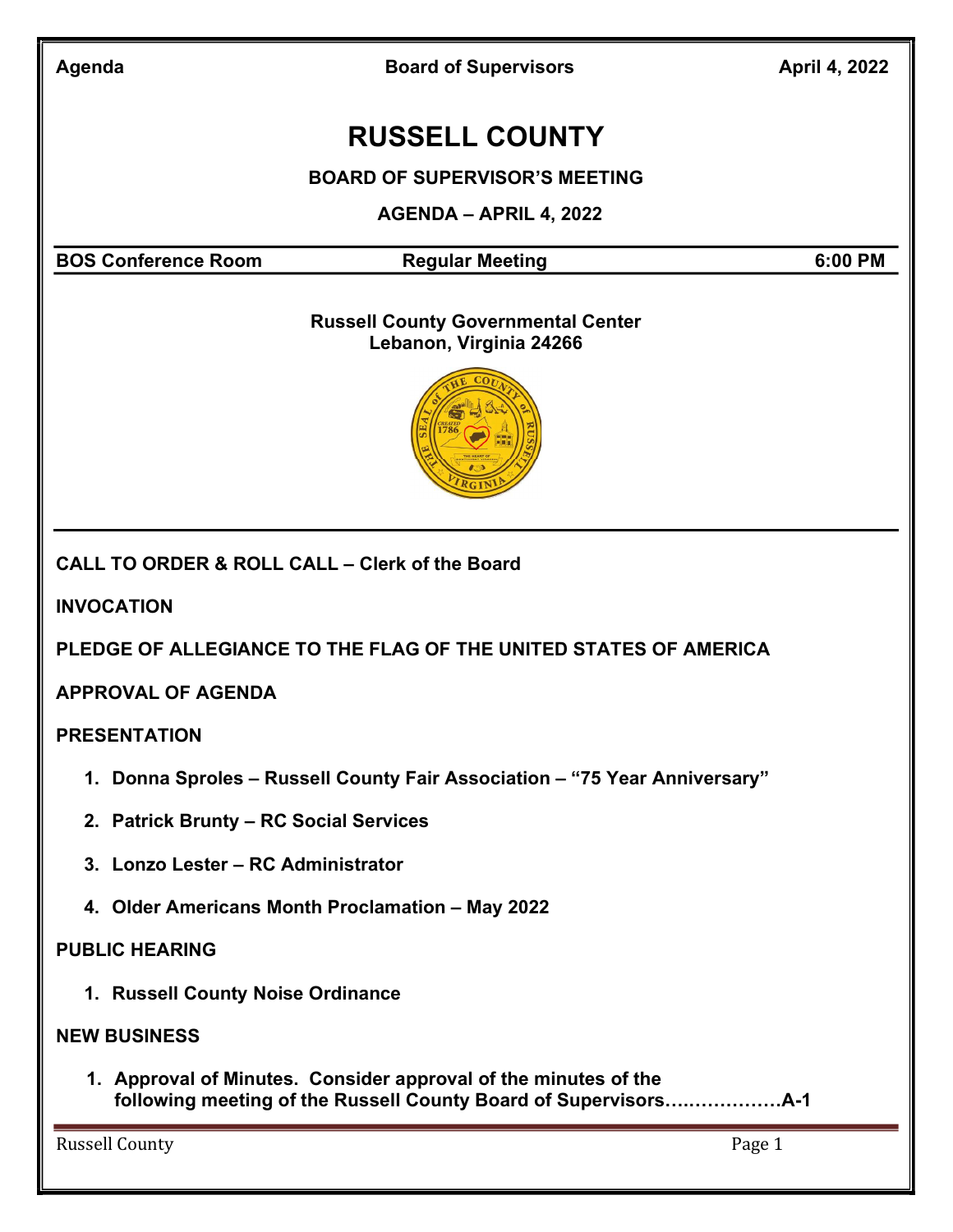Agenda Board of Supervisors April 4, 2022

# RUSSELL COUNTY

## BOARD OF SUPERVISOR'S MEETING

## AGENDA – APRIL 4, 2022

| BOS Conference Room | Regular Meeting | 6:00 PM |
|---|---|---|

**Russell County Governmental Center**
**Lebanon, Virginia 24266**

**CALL TO ORDER & ROLL CALL – Clerk of the Board**

**INVOCATION**

**PLEDGE OF ALLEGIANCE TO THE FLAG OF THE UNITED STATES OF AMERICA**

**APPROVAL OF AGENDA**

**PRESENTATION**

1. **Donna Sproles – Russell County Fair Association – "75 Year Anniversary"**
2. **Patrick Brunty – RC Social Services**
3. **Lonzo Lester – RC Administrator**
4. **Older Americans Month Proclamation – May 2022**

**PUBLIC HEARING**

1. **Russell County Noise Ordinance**

**NEW BUSINESS**

1. **Approval of Minutes. Consider approval of the minutes of the following meeting of the Russell County Board of Supervisors……………….A-1**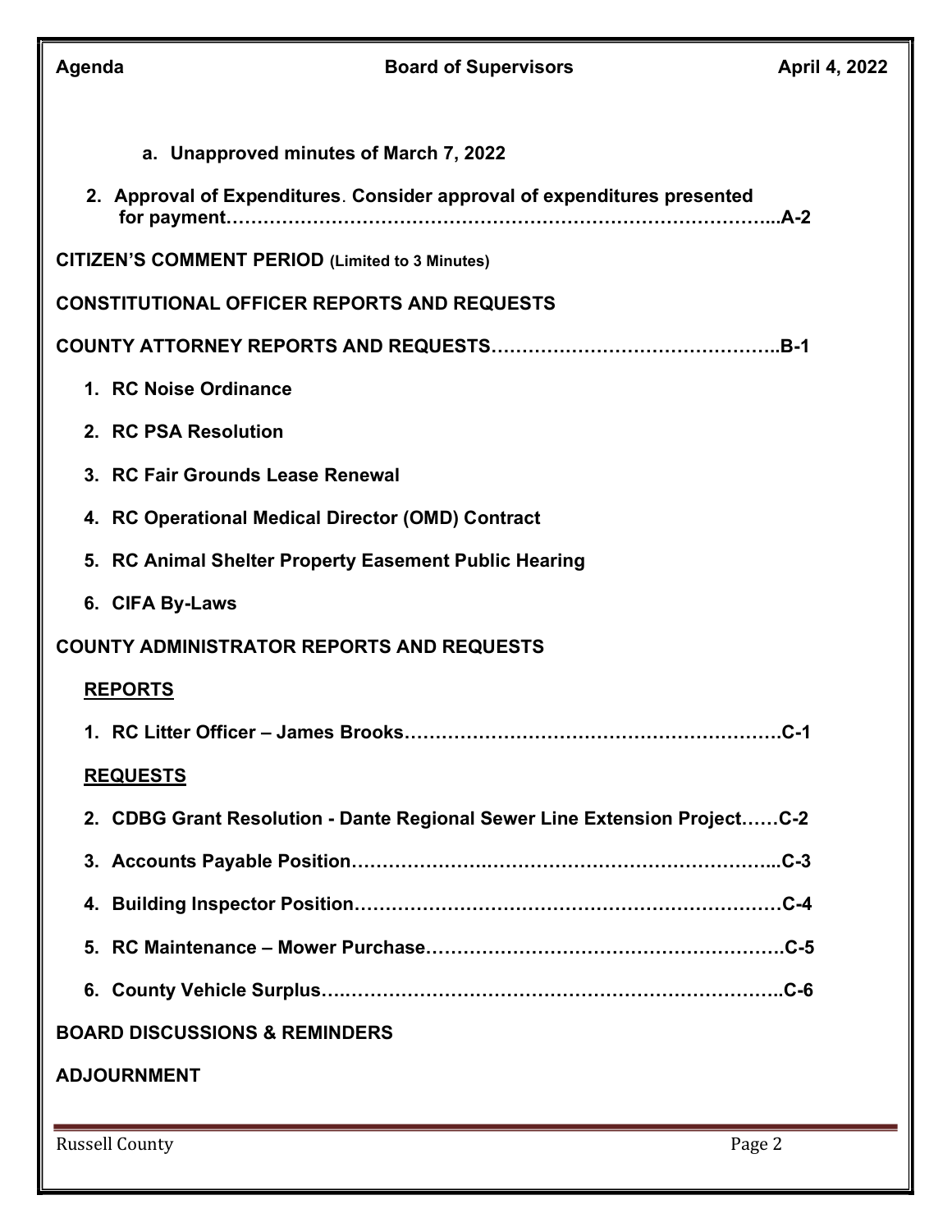a. **Unapproved minutes of March 7, 2022**

2. **Approval of Expenditures. Consider approval of expenditures presented for payment……………………………………………………………………………...A-2**

**CITIZEN'S COMMENT PERIOD (Limited to 3 Minutes)**

**CONSTITUTIONAL OFFICER REPORTS AND REQUESTS**

**COUNTY ATTORNEY REPORTS AND REQUESTS………………………………………..B-1**

1. **RC Noise Ordinance**
2. **RC PSA Resolution**
3. **RC Fair Grounds Lease Renewal**
4. **RC Operational Medical Director (OMD) Contract**
5. **RC Animal Shelter Property Easement Public Hearing**
6. **CIFA By-Laws**

**COUNTY ADMINISTRATOR REPORTS AND REQUESTS**

**REPORTS**

1. **RC Litter Officer – James Brooks……………………………………………………C-1**

**REQUESTS**

2. **CDBG Grant Resolution - Dante Regional Sewer Line Extension Project……C-2**
3. **Accounts Payable Position……………………………………………………………...C-3**
4. **Building Inspector Position……………………………………………………………C-4**
5. **RC Maintenance – Mower Purchase…………………………………………………C-5**
6. **County Vehicle Surplus………………………………………………………………..C-6**

**BOARD DISCUSSIONS & REMINDERS**

**ADJOURNMENT**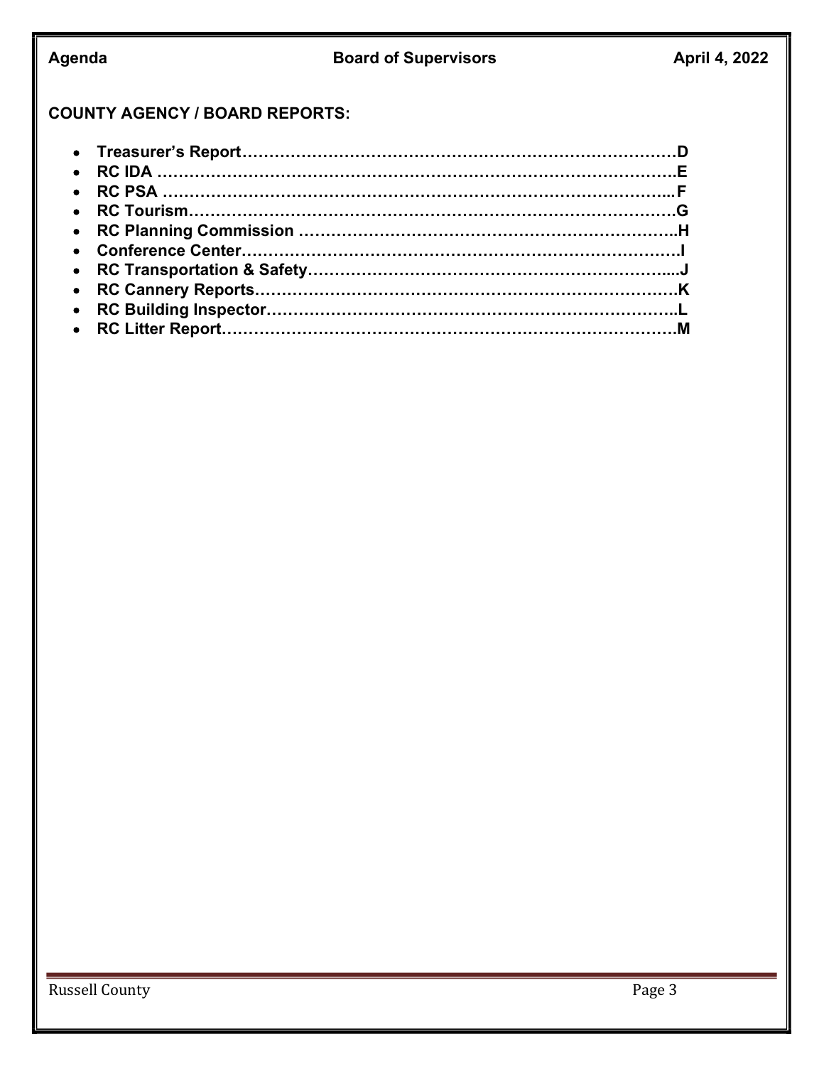## COUNTY AGENCY / BOARD REPORTS:

- **Treasurer's Report…………………………………………………………………………D**
- **RC IDA ………………………………………………………………………………….E**
- **RC PSA ………………………………………………………………………………..F**
- **RC Tourism……………………………………………………………………………….G**
- **RC Planning Commission ……………………………………………………………..H**
- **Conference Center……………………………………………………………………….I**
- **RC Transportation & Safety…………………………………………………………...J**
- **RC Cannery Reports……………………………………………………………………….K**
- **RC Building Inspector…………………………………………………………………..L**
- **RC Litter Report…………………………………………………………………………….M**